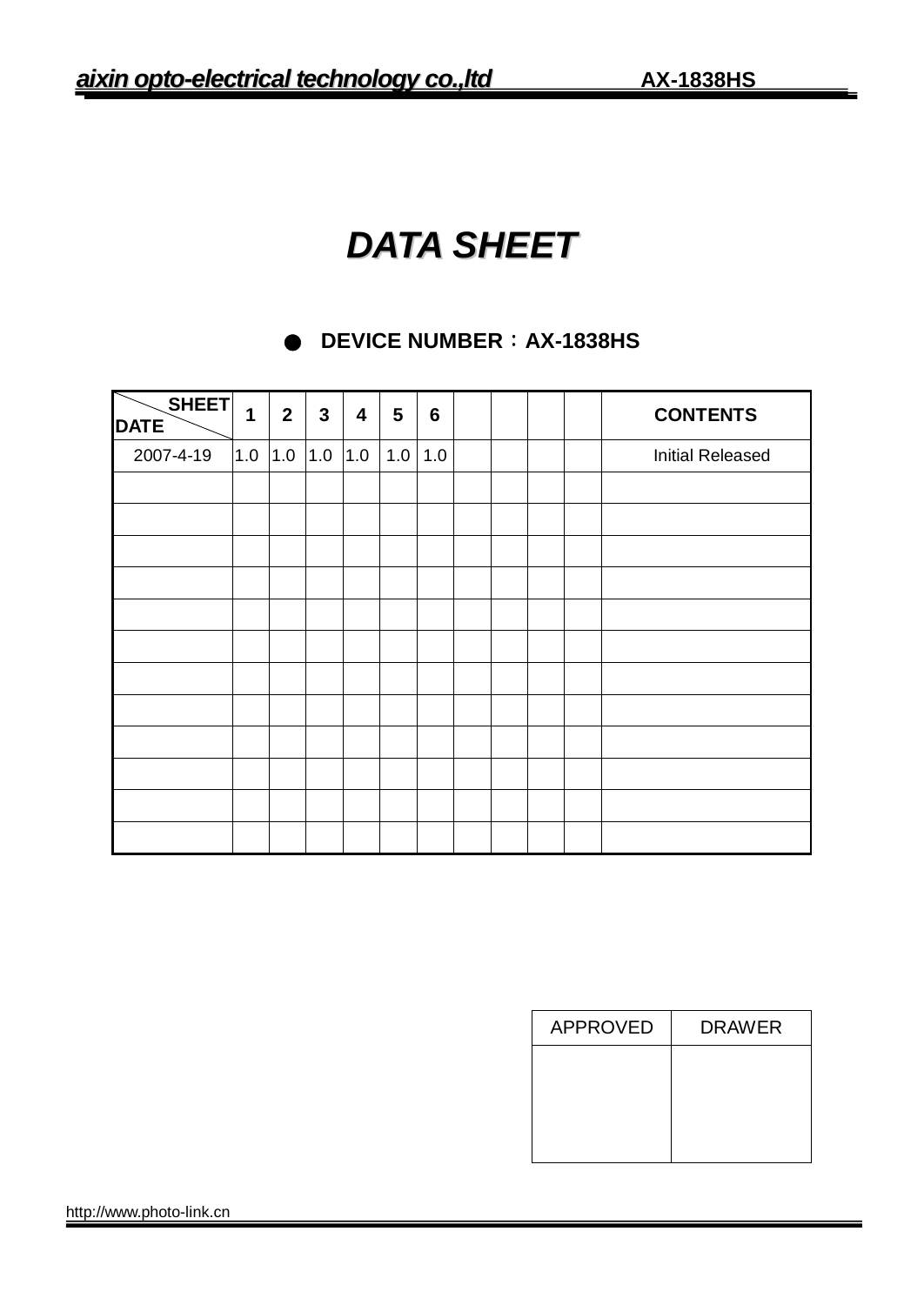# DATA SHEET

● **DEVICE NUMBER：AX-1838HS**

| SHEET / DATE | 1 | 2 | 3 | 4 | 5 | 6 | | | | | CONTENTS |
|---|---|---|---|---|---|---|---|---|---|---|---|
| 2007-4-19 | 1.0 | 1.0 | 1.0 | 1.0 | 1.0 | 1.0 | | | | | Initial Released |
| | | | | | | | | | | | |
| | | | | | | | | | | | |
| | | | | | | | | | | | |
| | | | | | | | | | | | |
| | | | | | | | | | | | |
| | | | | | | | | | | | |
| | | | | | | | | | | | |
| | | | | | | | | | | | |
| | | | | | | | | | | | |
| | | | | | | | | | | | |
| | | | | | | | | | | | |
| | | | | | | | | | | | |

| APPROVED | DRAWER |
|---|---|
| | |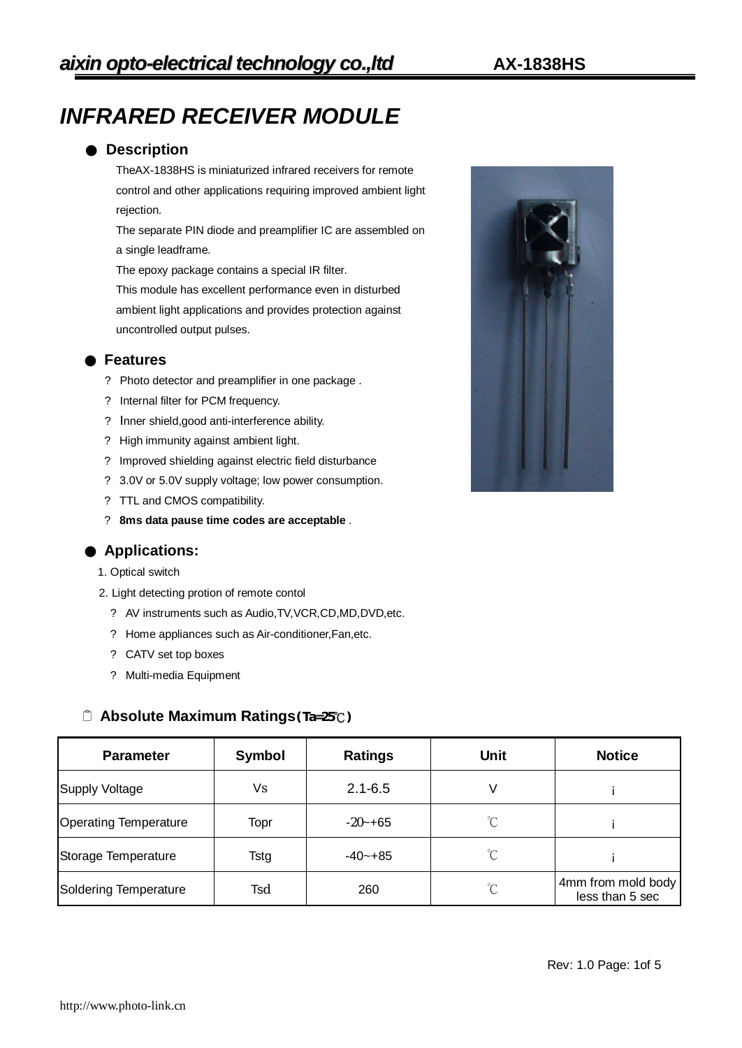# INFRARED RECEIVER MODULE

## ● Description

TheAX-1838HS is miniaturized infrared receivers for remote control and other applications requiring improved ambient light rejection.

The separate PIN diode and preamplifier IC are assembled on a single leadframe.

The epoxy package contains a special IR filter.

This module has excellent performance even in disturbed ambient light applications and provides protection against uncontrolled output pulses.

## ● Features

- ? Photo detector and preamplifier in one package .
- ? Internal filter for PCM frequency.
- ? Inner shield,good anti-interference ability.
- ? High immunity against ambient light.
- ? Improved shielding against electric field disturbance
- ? 3.0V or 5.0V supply voltage; low power consumption.
- ? TTL and CMOS compatibility.
- ? **8ms data pause time codes are acceptable** .

## ● Applications:

1. Optical switch
2. Light detecting protion of remote contol
   - ? AV instruments such as Audio,TV,VCR,CD,MD,DVD,etc.
   - ? Home appliances such as Air-conditioner,Fan,etc.
   - ? CATV set top boxes
   - ? Multi-media Equipment

## Absolute Maximum Ratings(Ta=25℃)

| Parameter | Symbol | Ratings | Unit | Notice |
|---|---|---|---|---|
| Supply Voltage | Vs | 2.1-6.5 | V | ¡ |
| Operating Temperature | Topr | -20~+65 | ℃ | ¡ |
| Storage Temperature | Tstg | -40~+85 | ℃ | ¡ |
| Soldering Temperature | Tsd | 260 | ℃ | 4mm from mold body less than 5 sec |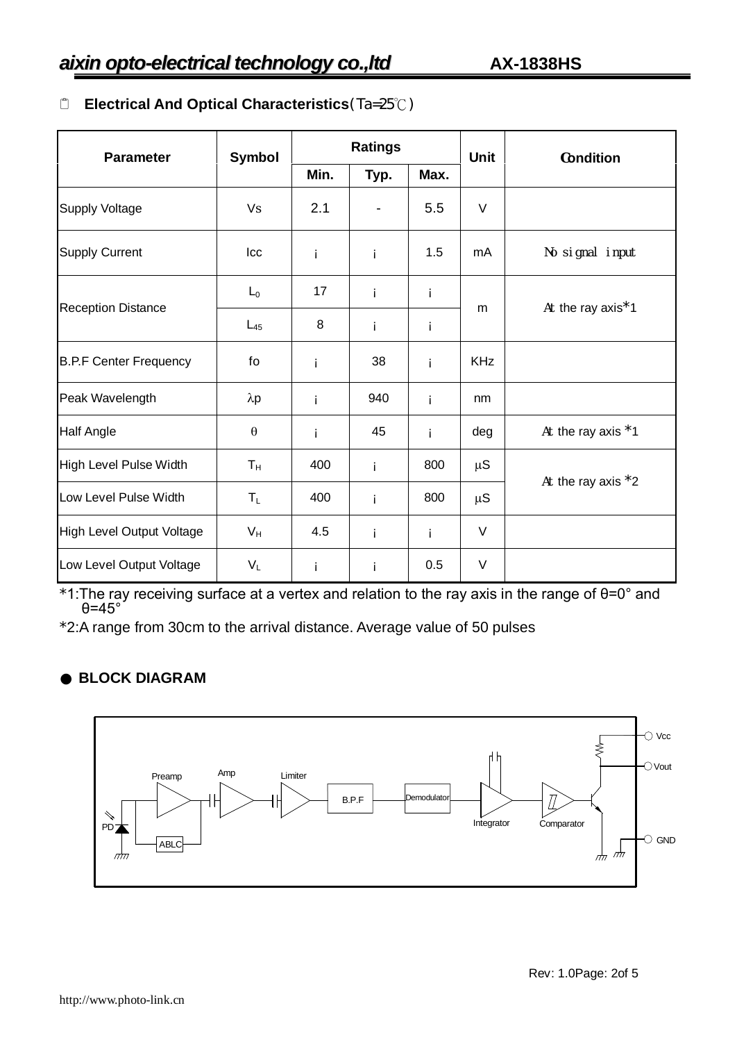## Electrical And Optical Characteristics(Ta=25℃)

| Parameter | Symbol | Ratings | | | Unit | Condition |
|---|---|---|---|---|---|---|
| | | Min. | Typ. | Max. | | |
| Supply Voltage | Vs | 2.1 | - | 5.5 | V | |
| Supply Current | Icc | ¡ | ¡ | 1.5 | mA | No signal input |
| Reception Distance | $L_0$ | 17 | ¡ | ¡ | m | At the ray axis*1 |
| | $L_{45}$ | 8 | ¡ | ¡ | | |
| B.P.F Center Frequency | fo | ¡ | 38 | ¡ | KHz | |
| Peak Wavelength | $\lambda$p | ¡ | 940 | ¡ | nm | |
| Half Angle | $\theta$ | ¡ | 45 | ¡ | deg | At the ray axis *1 |
| High Level Pulse Width | $T_H$ | 400 | ¡ | 800 | $\mu$S | At the ray axis *2 |
| Low Level Pulse Width | $T_L$ | 400 | ¡ | 800 | $\mu$S | |
| High Level Output Voltage | $V_H$ | 4.5 | ¡ | ¡ | V | |
| Low Level Output Voltage | $V_L$ | ¡ | ¡ | 0.5 | V | |

*1:The ray receiving surface at a vertex and relation to the ray axis in the range of θ=0° and θ=45°

*2:A range from 30cm to the arrival distance. Average value of 50 pulses

## BLOCK DIAGRAM

Vcc
Vout
Preamp
Amp
Limiter
B.P.F
Demodulator
Integrator
Comparator
PD
ABLC
GND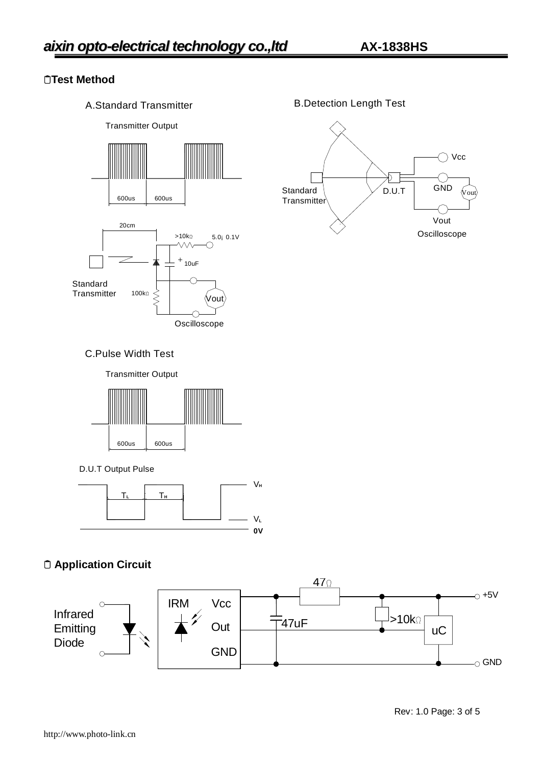## Test Method

A.Standard Transmitter

Transmitter Output

600us 600us

20cm

>10kΩ 5.0¡ 0.1V

+ 10uF

Standard Transmitter

100kΩ

Vout

Oscilloscope

B.Detection Length Test

Standard Transmitter

D.U.T

Vcc

GND

Vout

Vout

Oscilloscope

C.Pulse Width Test

Transmitter Output

600us 600us

D.U.T Output Pulse

$T_L$ $T_H$

$V_H$

$V_L$

**0V**

## Application Circuit

Infrared Emitting Diode

IRM

Vcc

Out

GND

47Ω

47uF

>10kΩ

uC

+5V

GND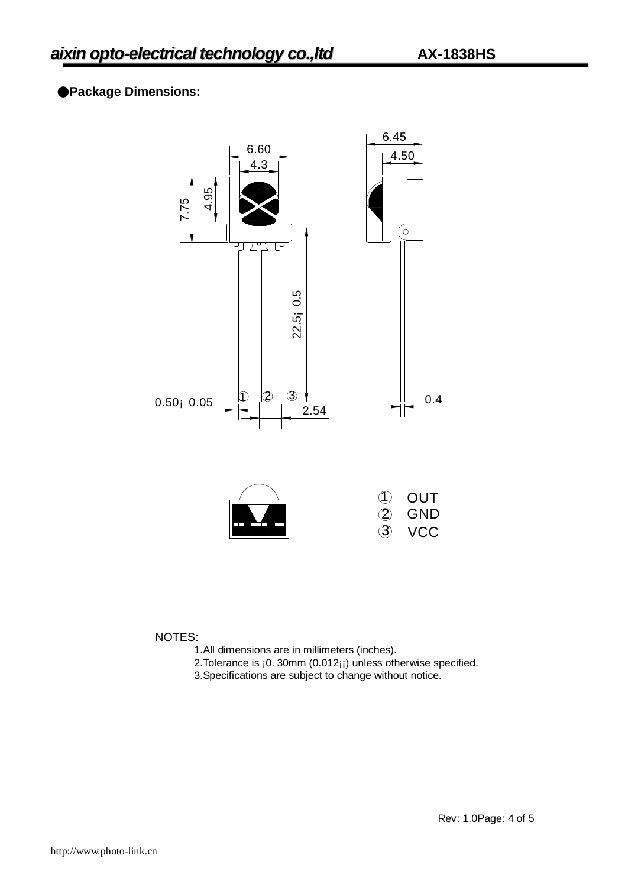## ●Package Dimensions:

| | |
|---|---|
| ① | OUT |
| ② | GND |
| ③ | VCC |

NOTES:

1.All dimensions are in millimeters (inches).
2.Tolerance is ¡0. 30mm (0.012¡¡) unless otherwise specified.
3.Specifications are subject to change without notice.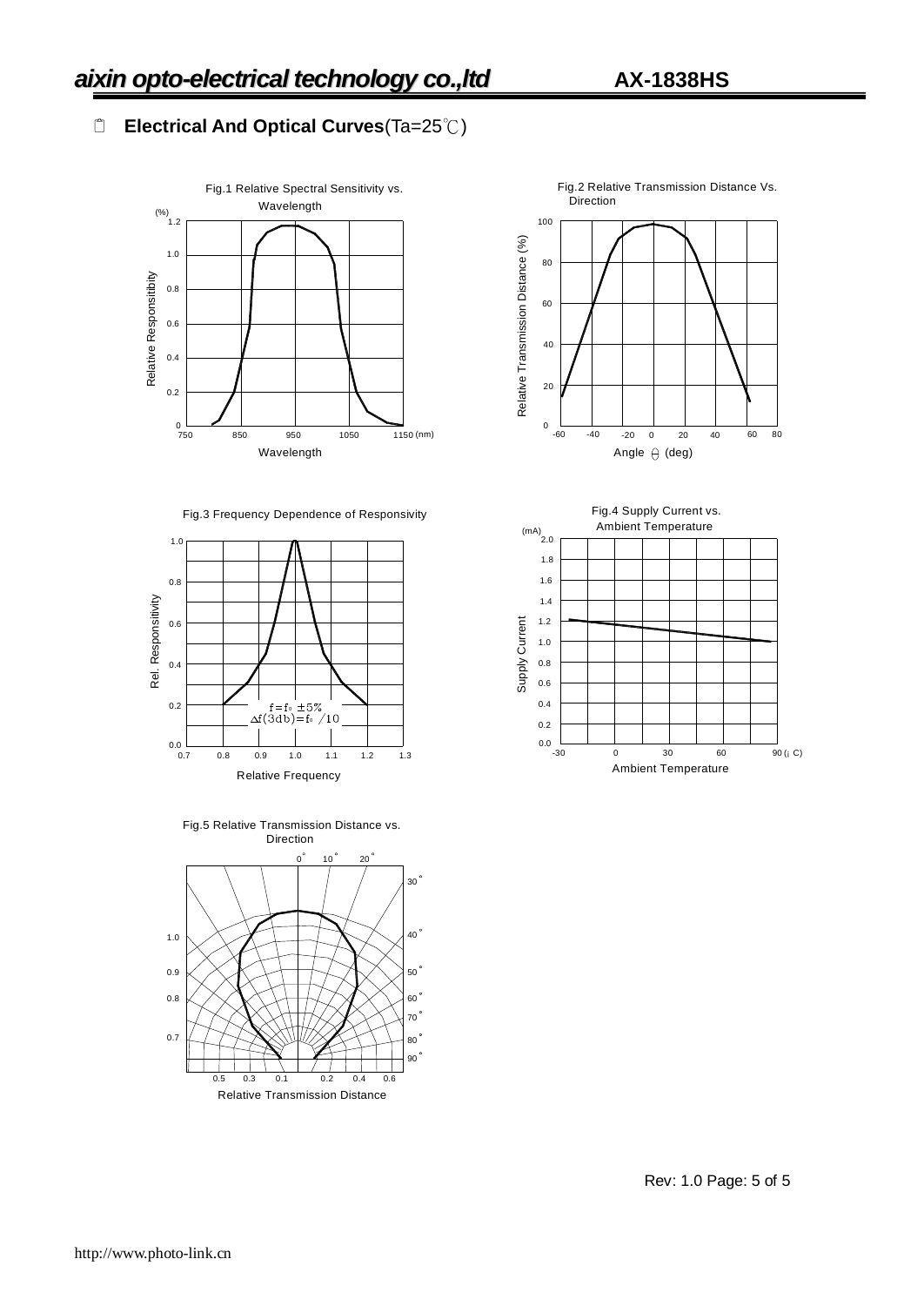## Electrical And Optical Curves(Ta=25℃)

Fig.1 Relative Spectral Sensitivity vs. Wavelength

(%)

Relative Responsitivity

1.2
1.0
0.8
0.6
0.4
0.2
0

750 850 950 1050 1150 (nm)

Wavelength

Fig.2 Relative Transmission Distance Vs. Direction

Relative Transmission Distance (%)

100
80
60
40
20
0

-60 -40 -20 0 20 40 60 80

Angle θ (deg)

Fig.3 Frequency Dependence of Responsivity

Rel. Responsivitivity

1.0
0.8
0.6
0.4
0.2
0.0

$f=f_0 \pm 5\%$

$\Delta f(3db)=f_0/10$

0.7 0.8 0.9 1.0 1.1 1.2 1.3

Relative Frequency

Fig.4 Supply Current vs. Ambient Temperature

(mA)

Supply Current

2.0
1.8
1.6
1.4
1.2
1.0
0.8
0.6
0.4
0.2
0.0

-30 0 30 60 90 (℃)

Ambient Temperature

Fig.5 Relative Transmission Distance vs. Direction

0° 10° 20° 30° 40° 50° 60° 70° 80° 90°

1.0
0.9
0.8
0.7

0.5 0.3 0.1 0.2 0.4 0.6

Relative Transmission Distance